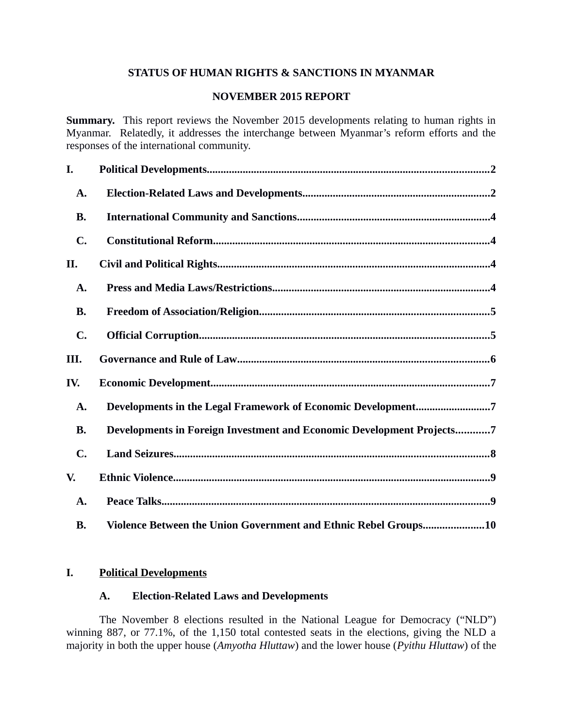# STATUS OF HUMAN RIGHTS & SANCTIONS IN MYANMAR

## NOVEMBER 2015 REPORT

**Summary.** This report reviews the November 2015 developments relating to human rights in Myanmar. Relatedly, it addresses the interchange between Myanmar's reform efforts and the responses of the international community.

- **I. Political Developments** .......... 2
  - **A. Election-Related Laws and Developments** .......... 2
  - **B. International Community and Sanctions** .......... 4
  - **C. Constitutional Reform** .......... 4
- **II. Civil and Political Rights** .......... 4
  - **A. Press and Media Laws/Restrictions** .......... 4
  - **B. Freedom of Association/Religion** .......... 5
  - **C. Official Corruption** .......... 5
- **III. Governance and Rule of Law** .......... 6
- **IV. Economic Development** .......... 7
  - **A. Developments in the Legal Framework of Economic Development** .......... 7
  - **B. Developments in Foreign Investment and Economic Development Projects** .......... 7
  - **C. Land Seizures** .......... 8
- **V. Ethnic Violence** .......... 9
  - **A. Peace Talks** .......... 9
  - **B. Violence Between the Union Government and Ethnic Rebel Groups** .......... 10

## I. Political Developments

### A. Election-Related Laws and Developments

The November 8 elections resulted in the National League for Democracy ("NLD") winning 887, or 77.1%, of the 1,150 total contested seats in the elections, giving the NLD a majority in both the upper house (*Amyotha Hluttaw*) and the lower house (*Pyithu Hluttaw*) of the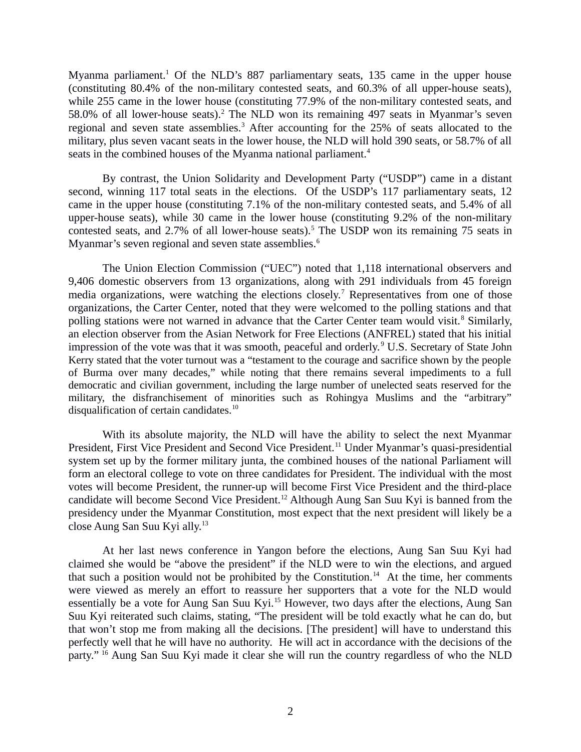Myanma parliament.[1] Of the NLD's 887 parliamentary seats, 135 came in the upper house (constituting 80.4% of the non-military contested seats, and 60.3% of all upper-house seats), while 255 came in the lower house (constituting 77.9% of the non-military contested seats, and 58.0% of all lower-house seats).[2] The NLD won its remaining 497 seats in Myanmar's seven regional and seven state assemblies.[3] After accounting for the 25% of seats allocated to the military, plus seven vacant seats in the lower house, the NLD will hold 390 seats, or 58.7% of all seats in the combined houses of the Myanma national parliament.[4]

By contrast, the Union Solidarity and Development Party ("USDP") came in a distant second, winning 117 total seats in the elections. Of the USDP's 117 parliamentary seats, 12 came in the upper house (constituting 7.1% of the non-military contested seats, and 5.4% of all upper-house seats), while 30 came in the lower house (constituting 9.2% of the non-military contested seats, and 2.7% of all lower-house seats).[5] The USDP won its remaining 75 seats in Myanmar's seven regional and seven state assemblies.[6]

The Union Election Commission ("UEC") noted that 1,118 international observers and 9,406 domestic observers from 13 organizations, along with 291 individuals from 45 foreign media organizations, were watching the elections closely.[7] Representatives from one of those organizations, the Carter Center, noted that they were welcomed to the polling stations and that polling stations were not warned in advance that the Carter Center team would visit.[8] Similarly, an election observer from the Asian Network for Free Elections (ANFREL) stated that his initial impression of the vote was that it was smooth, peaceful and orderly.[9] U.S. Secretary of State John Kerry stated that the voter turnout was a "testament to the courage and sacrifice shown by the people of Burma over many decades," while noting that there remains several impediments to a full democratic and civilian government, including the large number of unelected seats reserved for the military, the disfranchisement of minorities such as Rohingya Muslims and the "arbitrary" disqualification of certain candidates.[10]

With its absolute majority, the NLD will have the ability to select the next Myanmar President, First Vice President and Second Vice President.[11] Under Myanmar's quasi-presidential system set up by the former military junta, the combined houses of the national Parliament will form an electoral college to vote on three candidates for President. The individual with the most votes will become President, the runner-up will become First Vice President and the third-place candidate will become Second Vice President.[12] Although Aung San Suu Kyi is banned from the presidency under the Myanmar Constitution, most expect that the next president will likely be a close Aung San Suu Kyi ally.[13]

At her last news conference in Yangon before the elections, Aung San Suu Kyi had claimed she would be "above the president" if the NLD were to win the elections, and argued that such a position would not be prohibited by the Constitution.[14] At the time, her comments were viewed as merely an effort to reassure her supporters that a vote for the NLD would essentially be a vote for Aung San Suu Kyi.[15] However, two days after the elections, Aung San Suu Kyi reiterated such claims, stating, "The president will be told exactly what he can do, but that won't stop me from making all the decisions. [The president] will have to understand this perfectly well that he will have no authority. He will act in accordance with the decisions of the party."[16] Aung San Suu Kyi made it clear she will run the country regardless of who the NLD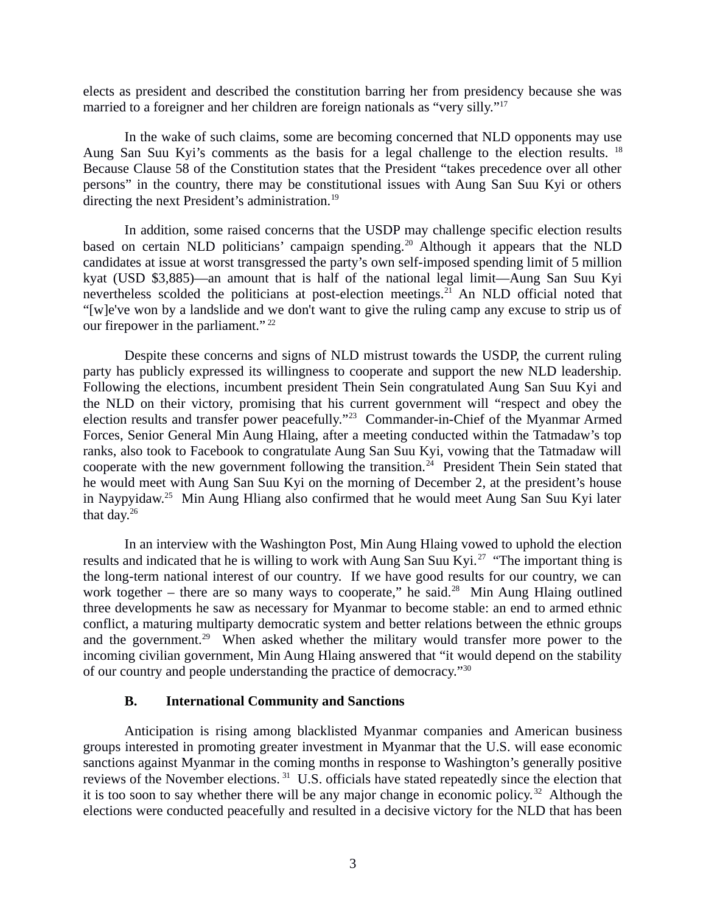elects as president and described the constitution barring her from presidency because she was married to a foreigner and her children are foreign nationals as "very silly."[17]

In the wake of such claims, some are becoming concerned that NLD opponents may use Aung San Suu Kyi's comments as the basis for a legal challenge to the election results.[18] Because Clause 58 of the Constitution states that the President "takes precedence over all other persons" in the country, there may be constitutional issues with Aung San Suu Kyi or others directing the next President's administration.[19]

In addition, some raised concerns that the USDP may challenge specific election results based on certain NLD politicians' campaign spending.[20] Although it appears that the NLD candidates at issue at worst transgressed the party's own self-imposed spending limit of 5 million kyat (USD $3,885)—an amount that is half of the national legal limit—Aung San Suu Kyi nevertheless scolded the politicians at post-election meetings.[21] An NLD official noted that "[w]e've won by a landslide and we don't want to give the ruling camp any excuse to strip us of our firepower in the parliament."[22]

Despite these concerns and signs of NLD mistrust towards the USDP, the current ruling party has publicly expressed its willingness to cooperate and support the new NLD leadership. Following the elections, incumbent president Thein Sein congratulated Aung San Suu Kyi and the NLD on their victory, promising that his current government will "respect and obey the election results and transfer power peacefully."[23] Commander-in-Chief of the Myanmar Armed Forces, Senior General Min Aung Hlaing, after a meeting conducted within the Tatmadaw's top ranks, also took to Facebook to congratulate Aung San Suu Kyi, vowing that the Tatmadaw will cooperate with the new government following the transition.[24] President Thein Sein stated that he would meet with Aung San Suu Kyi on the morning of December 2, at the president's house in Naypyidaw.[25] Min Aung Hliang also confirmed that he would meet Aung San Suu Kyi later that day.[26]

In an interview with the Washington Post, Min Aung Hlaing vowed to uphold the election results and indicated that he is willing to work with Aung San Suu Kyi.[27] "The important thing is the long-term national interest of our country. If we have good results for our country, we can work together – there are so many ways to cooperate," he said.[28] Min Aung Hlaing outlined three developments he saw as necessary for Myanmar to become stable: an end to armed ethnic conflict, a maturing multiparty democratic system and better relations between the ethnic groups and the government.[29] When asked whether the military would transfer more power to the incoming civilian government, Min Aung Hlaing answered that "it would depend on the stability of our country and people understanding the practice of democracy."[30]

### B. International Community and Sanctions

Anticipation is rising among blacklisted Myanmar companies and American business groups interested in promoting greater investment in Myanmar that the U.S. will ease economic sanctions against Myanmar in the coming months in response to Washington's generally positive reviews of the November elections.[31] U.S. officials have stated repeatedly since the election that it is too soon to say whether there will be any major change in economic policy.[32] Although the elections were conducted peacefully and resulted in a decisive victory for the NLD that has been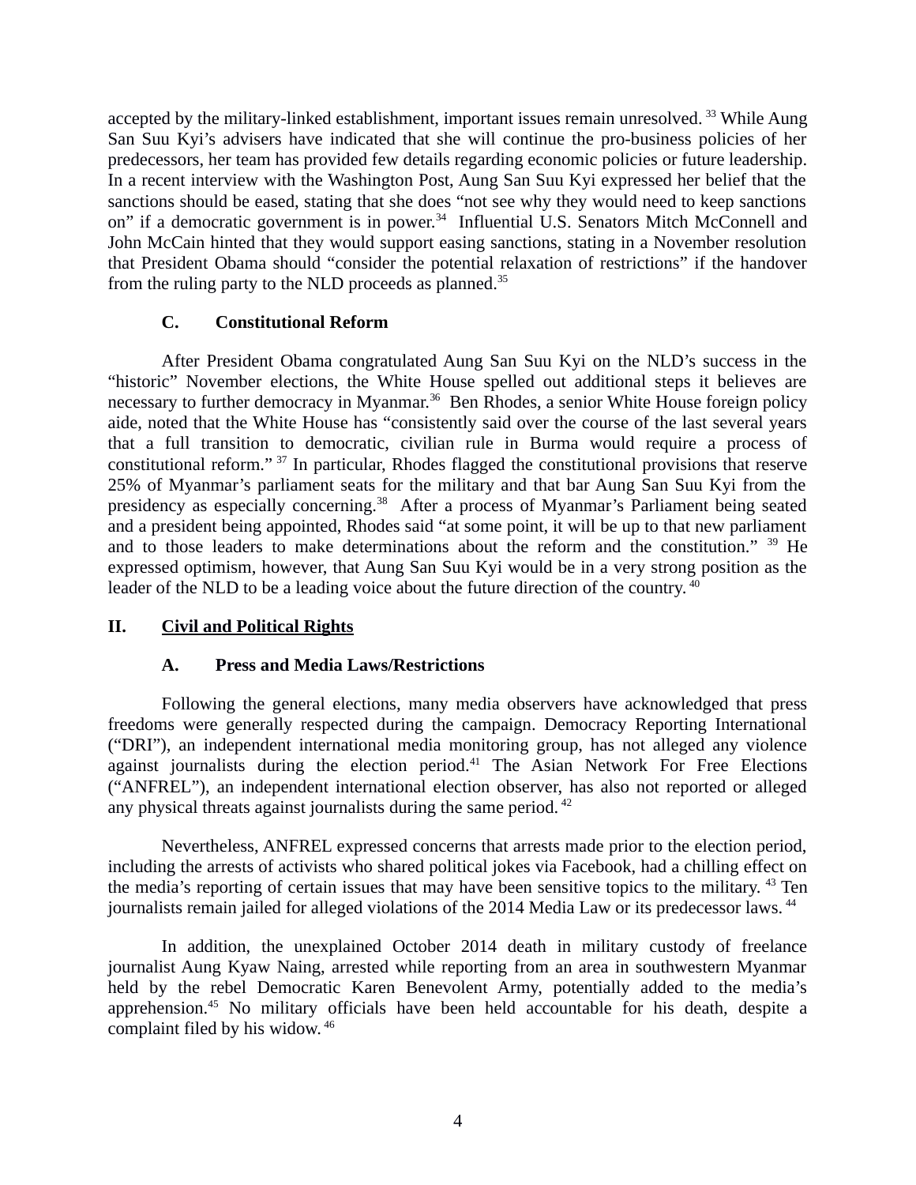accepted by the military-linked establishment, important issues remain unresolved.[33] While Aung San Suu Kyi's advisers have indicated that she will continue the pro-business policies of her predecessors, her team has provided few details regarding economic policies or future leadership. In a recent interview with the Washington Post, Aung San Suu Kyi expressed her belief that the sanctions should be eased, stating that she does "not see why they would need to keep sanctions on" if a democratic government is in power.[34] Influential U.S. Senators Mitch McConnell and John McCain hinted that they would support easing sanctions, stating in a November resolution that President Obama should "consider the potential relaxation of restrictions" if the handover from the ruling party to the NLD proceeds as planned.[35]

### C. Constitutional Reform

After President Obama congratulated Aung San Suu Kyi on the NLD's success in the "historic" November elections, the White House spelled out additional steps it believes are necessary to further democracy in Myanmar.[36] Ben Rhodes, a senior White House foreign policy aide, noted that the White House has "consistently said over the course of the last several years that a full transition to democratic, civilian rule in Burma would require a process of constitutional reform."[37] In particular, Rhodes flagged the constitutional provisions that reserve 25% of Myanmar's parliament seats for the military and that bar Aung San Suu Kyi from the presidency as especially concerning.[38] After a process of Myanmar's Parliament being seated and a president being appointed, Rhodes said "at some point, it will be up to that new parliament and to those leaders to make determinations about the reform and the constitution."[39] He expressed optimism, however, that Aung San Suu Kyi would be in a very strong position as the leader of the NLD to be a leading voice about the future direction of the country.[40]

## II. Civil and Political Rights

### A. Press and Media Laws/Restrictions

Following the general elections, many media observers have acknowledged that press freedoms were generally respected during the campaign. Democracy Reporting International ("DRI"), an independent international media monitoring group, has not alleged any violence against journalists during the election period.[41] The Asian Network For Free Elections ("ANFREL"), an independent international election observer, has also not reported or alleged any physical threats against journalists during the same period.[42]

Nevertheless, ANFREL expressed concerns that arrests made prior to the election period, including the arrests of activists who shared political jokes via Facebook, had a chilling effect on the media's reporting of certain issues that may have been sensitive topics to the military.[43] Ten journalists remain jailed for alleged violations of the 2014 Media Law or its predecessor laws.[44]

In addition, the unexplained October 2014 death in military custody of freelance journalist Aung Kyaw Naing, arrested while reporting from an area in southwestern Myanmar held by the rebel Democratic Karen Benevolent Army, potentially added to the media's apprehension.[45] No military officials have been held accountable for his death, despite a complaint filed by his widow.[46]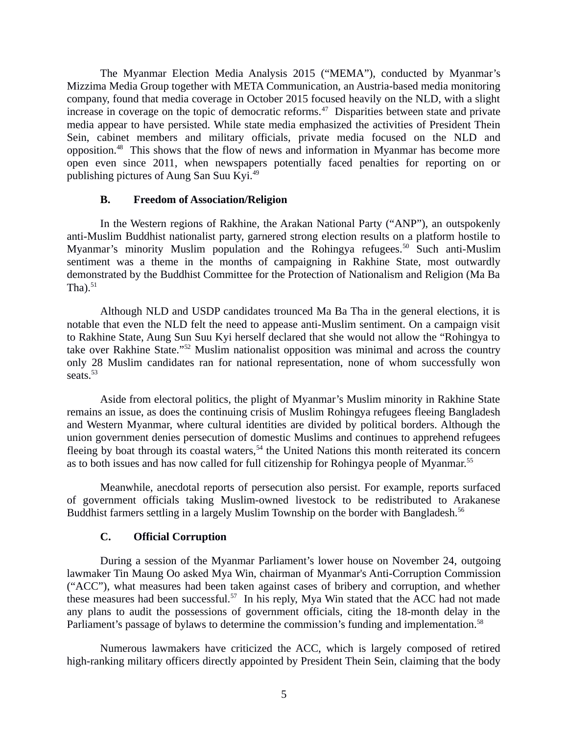The Myanmar Election Media Analysis 2015 ("MEMA"), conducted by Myanmar's Mizzima Media Group together with META Communication, an Austria-based media monitoring company, found that media coverage in October 2015 focused heavily on the NLD, with a slight increase in coverage on the topic of democratic reforms.[47] Disparities between state and private media appear to have persisted. While state media emphasized the activities of President Thein Sein, cabinet members and military officials, private media focused on the NLD and opposition.[48] This shows that the flow of news and information in Myanmar has become more open even since 2011, when newspapers potentially faced penalties for reporting on or publishing pictures of Aung San Suu Kyi.[49]

### B. Freedom of Association/Religion

In the Western regions of Rakhine, the Arakan National Party ("ANP"), an outspokenly anti-Muslim Buddhist nationalist party, garnered strong election results on a platform hostile to Myanmar's minority Muslim population and the Rohingya refugees.[50] Such anti-Muslim sentiment was a theme in the months of campaigning in Rakhine State, most outwardly demonstrated by the Buddhist Committee for the Protection of Nationalism and Religion (Ma Ba Tha).[51]

Although NLD and USDP candidates trounced Ma Ba Tha in the general elections, it is notable that even the NLD felt the need to appease anti-Muslim sentiment. On a campaign visit to Rakhine State, Aung Sun Suu Kyi herself declared that she would not allow the "Rohingya to take over Rakhine State."[52] Muslim nationalist opposition was minimal and across the country only 28 Muslim candidates ran for national representation, none of whom successfully won seats.[53]

Aside from electoral politics, the plight of Myanmar's Muslim minority in Rakhine State remains an issue, as does the continuing crisis of Muslim Rohingya refugees fleeing Bangladesh and Western Myanmar, where cultural identities are divided by political borders. Although the union government denies persecution of domestic Muslims and continues to apprehend refugees fleeing by boat through its coastal waters,[54] the United Nations this month reiterated its concern as to both issues and has now called for full citizenship for Rohingya people of Myanmar.[55]

Meanwhile, anecdotal reports of persecution also persist. For example, reports surfaced of government officials taking Muslim-owned livestock to be redistributed to Arakanese Buddhist farmers settling in a largely Muslim Township on the border with Bangladesh.[56]

### C. Official Corruption

During a session of the Myanmar Parliament's lower house on November 24, outgoing lawmaker Tin Maung Oo asked Mya Win, chairman of Myanmar's Anti-Corruption Commission ("ACC"), what measures had been taken against cases of bribery and corruption, and whether these measures had been successful.[57] In his reply, Mya Win stated that the ACC had not made any plans to audit the possessions of government officials, citing the 18-month delay in the Parliament's passage of bylaws to determine the commission's funding and implementation.[58]

Numerous lawmakers have criticized the ACC, which is largely composed of retired high-ranking military officers directly appointed by President Thein Sein, claiming that the body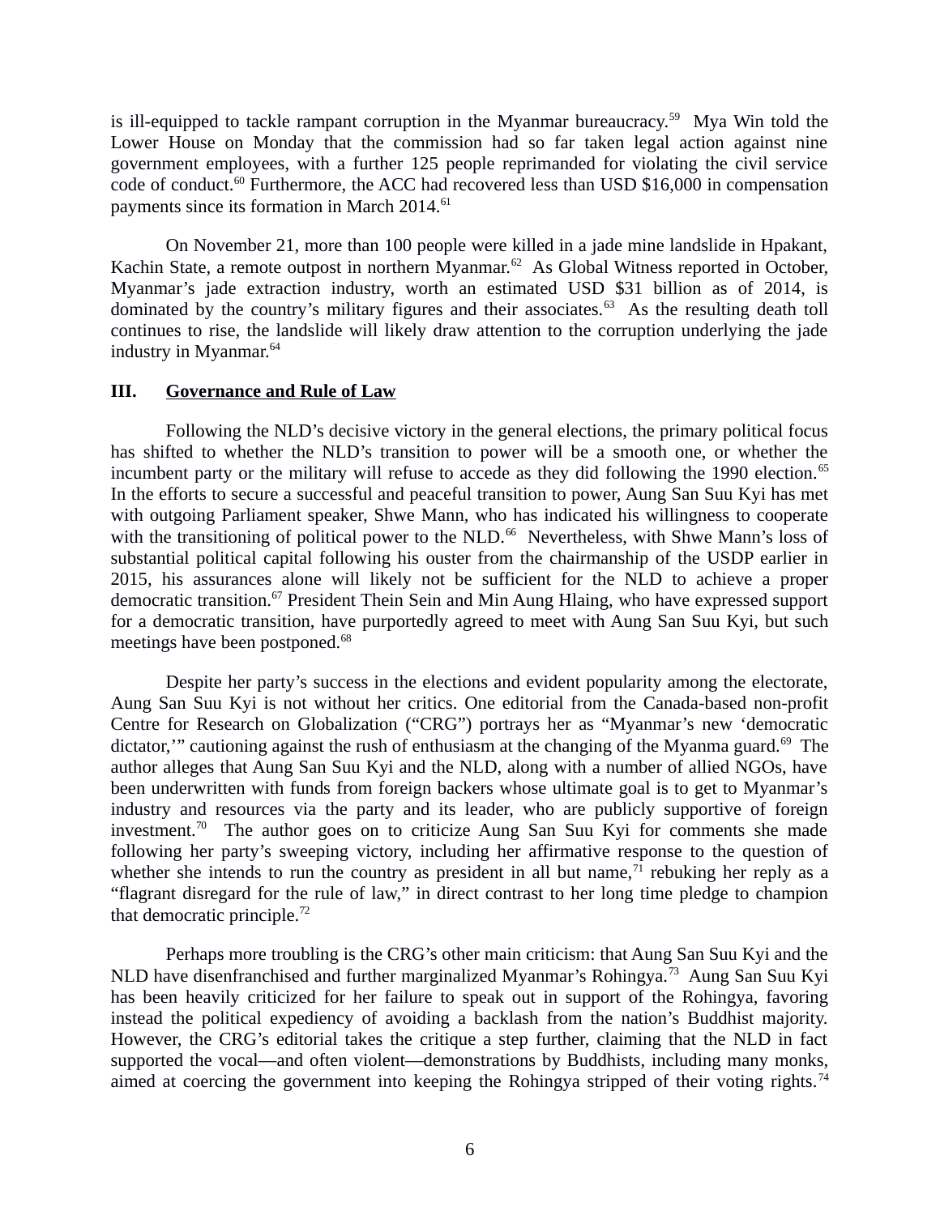is ill-equipped to tackle rampant corruption in the Myanmar bureaucracy.[59] Mya Win told the Lower House on Monday that the commission had so far taken legal action against nine government employees, with a further 125 people reprimanded for violating the civil service code of conduct.[60] Furthermore, the ACC had recovered less than USD $16,000 in compensation payments since its formation in March 2014.[61]

On November 21, more than 100 people were killed in a jade mine landslide in Hpakant, Kachin State, a remote outpost in northern Myanmar.[62] As Global Witness reported in October, Myanmar's jade extraction industry, worth an estimated USD $31 billion as of 2014, is dominated by the country's military figures and their associates.[63] As the resulting death toll continues to rise, the landslide will likely draw attention to the corruption underlying the jade industry in Myanmar.[64]

## III. Governance and Rule of Law

Following the NLD's decisive victory in the general elections, the primary political focus has shifted to whether the NLD's transition to power will be a smooth one, or whether the incumbent party or the military will refuse to accede as they did following the 1990 election.[65] In the efforts to secure a successful and peaceful transition to power, Aung San Suu Kyi has met with outgoing Parliament speaker, Shwe Mann, who has indicated his willingness to cooperate with the transitioning of political power to the NLD.[66] Nevertheless, with Shwe Mann's loss of substantial political capital following his ouster from the chairmanship of the USDP earlier in 2015, his assurances alone will likely not be sufficient for the NLD to achieve a proper democratic transition.[67] President Thein Sein and Min Aung Hlaing, who have expressed support for a democratic transition, have purportedly agreed to meet with Aung San Suu Kyi, but such meetings have been postponed.[68]

Despite her party's success in the elections and evident popularity among the electorate, Aung San Suu Kyi is not without her critics. One editorial from the Canada-based non-profit Centre for Research on Globalization ("CRG") portrays her as "Myanmar's new 'democratic dictator,'" cautioning against the rush of enthusiasm at the changing of the Myanma guard.[69] The author alleges that Aung San Suu Kyi and the NLD, along with a number of allied NGOs, have been underwritten with funds from foreign backers whose ultimate goal is to get to Myanmar's industry and resources via the party and its leader, who are publicly supportive of foreign investment.[70] The author goes on to criticize Aung San Suu Kyi for comments she made following her party's sweeping victory, including her affirmative response to the question of whether she intends to run the country as president in all but name,[71] rebuking her reply as a "flagrant disregard for the rule of law," in direct contrast to her long time pledge to champion that democratic principle.[72]

Perhaps more troubling is the CRG's other main criticism: that Aung San Suu Kyi and the NLD have disenfranchised and further marginalized Myanmar's Rohingya.[73] Aung San Suu Kyi has been heavily criticized for her failure to speak out in support of the Rohingya, favoring instead the political expediency of avoiding a backlash from the nation's Buddhist majority. However, the CRG's editorial takes the critique a step further, claiming that the NLD in fact supported the vocal—and often violent—demonstrations by Buddhists, including many monks, aimed at coercing the government into keeping the Rohingya stripped of their voting rights.[74]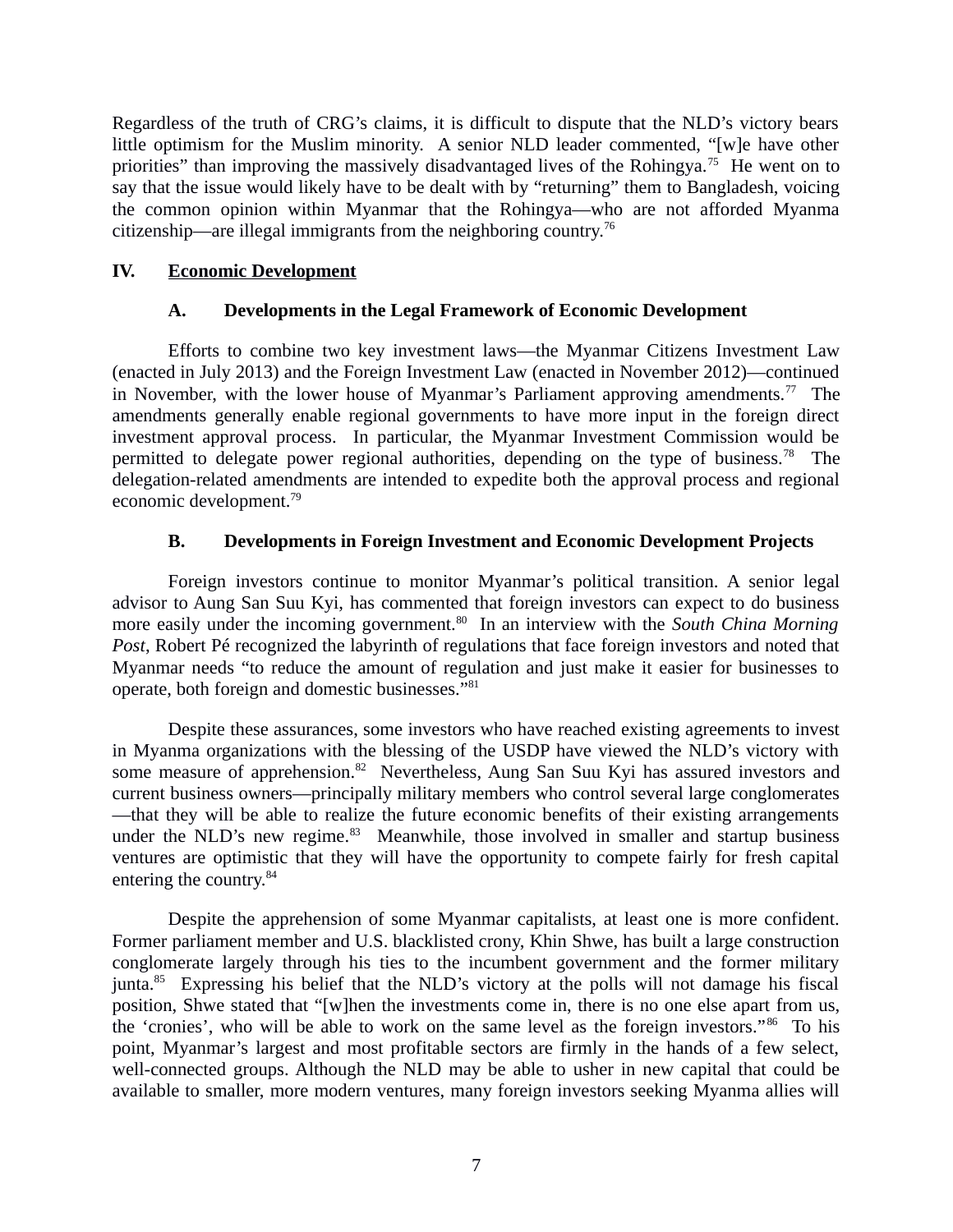Regardless of the truth of CRG's claims, it is difficult to dispute that the NLD's victory bears little optimism for the Muslim minority. A senior NLD leader commented, "[w]e have other priorities" than improving the massively disadvantaged lives of the Rohingya.[75] He went on to say that the issue would likely have to be dealt with by "returning" them to Bangladesh, voicing the common opinion within Myanmar that the Rohingya—who are not afforded Myanma citizenship—are illegal immigrants from the neighboring country.[76]

## IV. Economic Development

### A. Developments in the Legal Framework of Economic Development

Efforts to combine two key investment laws—the Myanmar Citizens Investment Law (enacted in July 2013) and the Foreign Investment Law (enacted in November 2012)—continued in November, with the lower house of Myanmar's Parliament approving amendments.[77] The amendments generally enable regional governments to have more input in the foreign direct investment approval process. In particular, the Myanmar Investment Commission would be permitted to delegate power regional authorities, depending on the type of business.[78] The delegation-related amendments are intended to expedite both the approval process and regional economic development.[79]

### B. Developments in Foreign Investment and Economic Development Projects

Foreign investors continue to monitor Myanmar's political transition. A senior legal advisor to Aung San Suu Kyi, has commented that foreign investors can expect to do business more easily under the incoming government.[80] In an interview with the *South China Morning Post*, Robert Pé recognized the labyrinth of regulations that face foreign investors and noted that Myanmar needs "to reduce the amount of regulation and just make it easier for businesses to operate, both foreign and domestic businesses."[81]

Despite these assurances, some investors who have reached existing agreements to invest in Myanma organizations with the blessing of the USDP have viewed the NLD's victory with some measure of apprehension.[82] Nevertheless, Aung San Suu Kyi has assured investors and current business owners—principally military members who control several large conglomerates—that they will be able to realize the future economic benefits of their existing arrangements under the NLD's new regime.[83] Meanwhile, those involved in smaller and startup business ventures are optimistic that they will have the opportunity to compete fairly for fresh capital entering the country.[84]

Despite the apprehension of some Myanmar capitalists, at least one is more confident. Former parliament member and U.S. blacklisted crony, Khin Shwe, has built a large construction conglomerate largely through his ties to the incumbent government and the former military junta.[85] Expressing his belief that the NLD's victory at the polls will not damage his fiscal position, Shwe stated that "[w]hen the investments come in, there is no one else apart from us, the 'cronies', who will be able to work on the same level as the foreign investors."[86] To his point, Myanmar's largest and most profitable sectors are firmly in the hands of a few select, well-connected groups. Although the NLD may be able to usher in new capital that could be available to smaller, more modern ventures, many foreign investors seeking Myanma allies will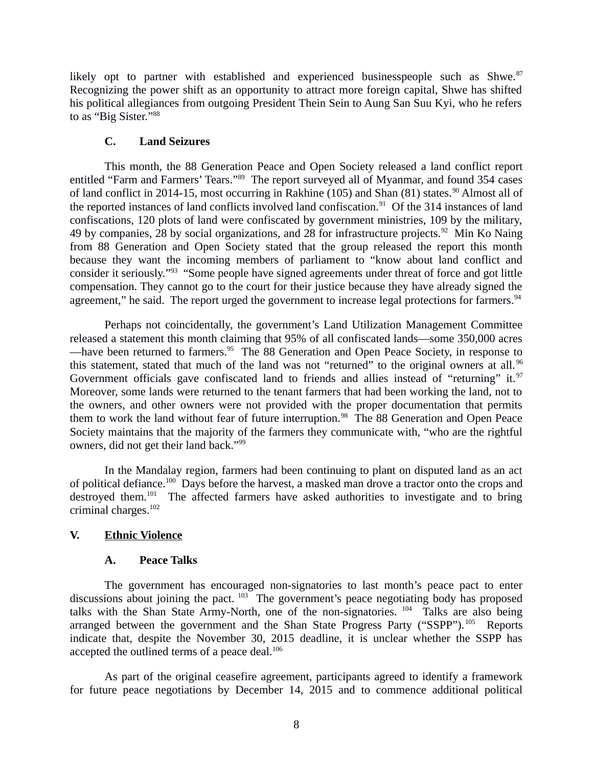likely opt to partner with established and experienced businesspeople such as Shwe.[87] Recognizing the power shift as an opportunity to attract more foreign capital, Shwe has shifted his political allegiances from outgoing President Thein Sein to Aung San Suu Kyi, who he refers to as "Big Sister."[88]

### C. Land Seizures

This month, the 88 Generation Peace and Open Society released a land conflict report entitled "Farm and Farmers' Tears."[89] The report surveyed all of Myanmar, and found 354 cases of land conflict in 2014-15, most occurring in Rakhine (105) and Shan (81) states.[90] Almost all of the reported instances of land conflicts involved land confiscation.[91] Of the 314 instances of land confiscations, 120 plots of land were confiscated by government ministries, 109 by the military, 49 by companies, 28 by social organizations, and 28 for infrastructure projects.[92] Min Ko Naing from 88 Generation and Open Society stated that the group released the report this month because they want the incoming members of parliament to "know about land conflict and consider it seriously."[93] "Some people have signed agreements under threat of force and got little compensation. They cannot go to the court for their justice because they have already signed the agreement," he said. The report urged the government to increase legal protections for farmers.[94]

Perhaps not coincidentally, the government's Land Utilization Management Committee released a statement this month claiming that 95% of all confiscated lands—some 350,000 acres—have been returned to farmers.[95] The 88 Generation and Open Peace Society, in response to this statement, stated that much of the land was not "returned" to the original owners at all.[96] Government officials gave confiscated land to friends and allies instead of "returning" it.[97] Moreover, some lands were returned to the tenant farmers that had been working the land, not to the owners, and other owners were not provided with the proper documentation that permits them to work the land without fear of future interruption.[98] The 88 Generation and Open Peace Society maintains that the majority of the farmers they communicate with, "who are the rightful owners, did not get their land back."[99]

In the Mandalay region, farmers had been continuing to plant on disputed land as an act of political defiance.[100] Days before the harvest, a masked man drove a tractor onto the crops and destroyed them.[101] The affected farmers have asked authorities to investigate and to bring criminal charges.[102]

## V. Ethnic Violence

### A. Peace Talks

The government has encouraged non-signatories to last month's peace pact to enter discussions about joining the pact.[103] The government's peace negotiating body has proposed talks with the Shan State Army-North, one of the non-signatories.[104] Talks are also being arranged between the government and the Shan State Progress Party ("SSPP").[105] Reports indicate that, despite the November 30, 2015 deadline, it is unclear whether the SSPP has accepted the outlined terms of a peace deal.[106]

As part of the original ceasefire agreement, participants agreed to identify a framework for future peace negotiations by December 14, 2015 and to commence additional political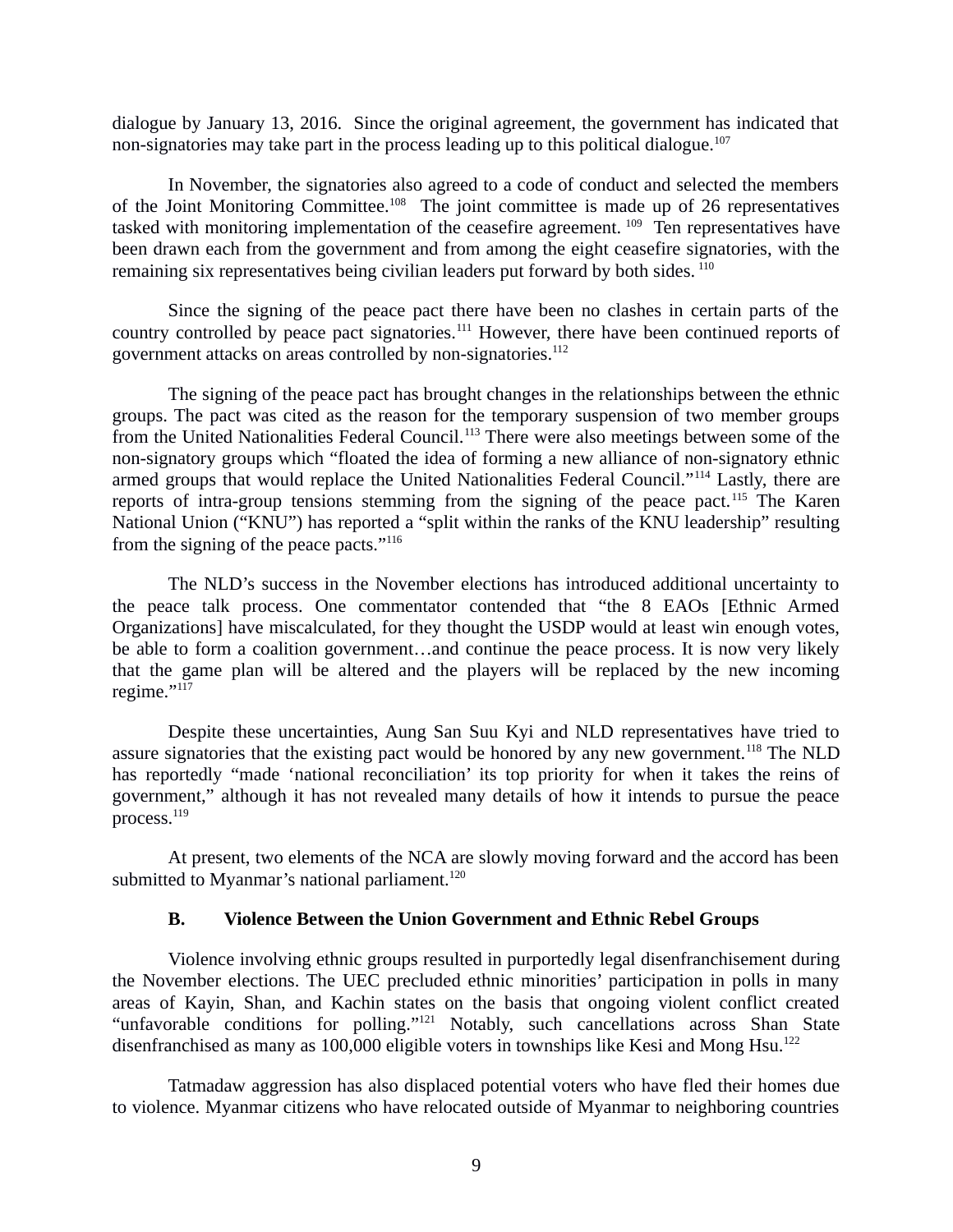dialogue by January 13, 2016. Since the original agreement, the government has indicated that non-signatories may take part in the process leading up to this political dialogue.[107]

In November, the signatories also agreed to a code of conduct and selected the members of the Joint Monitoring Committee.[108] The joint committee is made up of 26 representatives tasked with monitoring implementation of the ceasefire agreement.[109] Ten representatives have been drawn each from the government and from among the eight ceasefire signatories, with the remaining six representatives being civilian leaders put forward by both sides.[110]

Since the signing of the peace pact there have been no clashes in certain parts of the country controlled by peace pact signatories.[111] However, there have been continued reports of government attacks on areas controlled by non-signatories.[112]

The signing of the peace pact has brought changes in the relationships between the ethnic groups. The pact was cited as the reason for the temporary suspension of two member groups from the United Nationalities Federal Council.[113] There were also meetings between some of the non-signatory groups which "floated the idea of forming a new alliance of non-signatory ethnic armed groups that would replace the United Nationalities Federal Council."[114] Lastly, there are reports of intra-group tensions stemming from the signing of the peace pact.[115] The Karen National Union ("KNU") has reported a "split within the ranks of the KNU leadership" resulting from the signing of the peace pacts."[116]

The NLD's success in the November elections has introduced additional uncertainty to the peace talk process. One commentator contended that "the 8 EAOs [Ethnic Armed Organizations] have miscalculated, for they thought the USDP would at least win enough votes, be able to form a coalition government…and continue the peace process. It is now very likely that the game plan will be altered and the players will be replaced by the new incoming regime."[117]

Despite these uncertainties, Aung San Suu Kyi and NLD representatives have tried to assure signatories that the existing pact would be honored by any new government.[118] The NLD has reportedly "made 'national reconciliation' its top priority for when it takes the reins of government," although it has not revealed many details of how it intends to pursue the peace process.[119]

At present, two elements of the NCA are slowly moving forward and the accord has been submitted to Myanmar's national parliament.[120]

### B. Violence Between the Union Government and Ethnic Rebel Groups

Violence involving ethnic groups resulted in purportedly legal disenfranchisement during the November elections. The UEC precluded ethnic minorities' participation in polls in many areas of Kayin, Shan, and Kachin states on the basis that ongoing violent conflict created "unfavorable conditions for polling."[121] Notably, such cancellations across Shan State disenfranchised as many as 100,000 eligible voters in townships like Kesi and Mong Hsu.[122]

Tatmadaw aggression has also displaced potential voters who have fled their homes due to violence. Myanmar citizens who have relocated outside of Myanmar to neighboring countries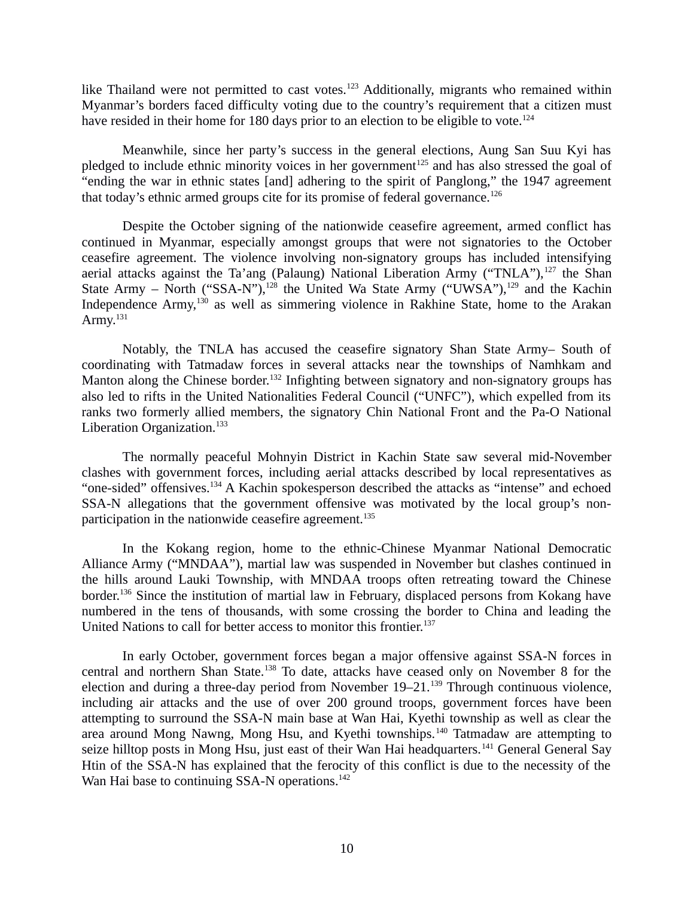like Thailand were not permitted to cast votes.[123] Additionally, migrants who remained within Myanmar's borders faced difficulty voting due to the country's requirement that a citizen must have resided in their home for 180 days prior to an election to be eligible to vote.[124]

Meanwhile, since her party's success in the general elections, Aung San Suu Kyi has pledged to include ethnic minority voices in her government[125] and has also stressed the goal of "ending the war in ethnic states [and] adhering to the spirit of Panglong," the 1947 agreement that today's ethnic armed groups cite for its promise of federal governance.[126]

Despite the October signing of the nationwide ceasefire agreement, armed conflict has continued in Myanmar, especially amongst groups that were not signatories to the October ceasefire agreement. The violence involving non-signatory groups has included intensifying aerial attacks against the Ta'ang (Palaung) National Liberation Army ("TNLA"),[127] the Shan State Army – North ("SSA-N"),[128] the United Wa State Army ("UWSA"),[129] and the Kachin Independence Army,[130] as well as simmering violence in Rakhine State, home to the Arakan Army.[131]

Notably, the TNLA has accused the ceasefire signatory Shan State Army– South of coordinating with Tatmadaw forces in several attacks near the townships of Namhkam and Manton along the Chinese border.[132] Infighting between signatory and non-signatory groups has also led to rifts in the United Nationalities Federal Council ("UNFC"), which expelled from its ranks two formerly allied members, the signatory Chin National Front and the Pa-O National Liberation Organization.[133]

The normally peaceful Mohnyin District in Kachin State saw several mid-November clashes with government forces, including aerial attacks described by local representatives as "one-sided" offensives.[134] A Kachin spokesperson described the attacks as "intense" and echoed SSA-N allegations that the government offensive was motivated by the local group's non-participation in the nationwide ceasefire agreement.[135]

In the Kokang region, home to the ethnic-Chinese Myanmar National Democratic Alliance Army ("MNDAA"), martial law was suspended in November but clashes continued in the hills around Lauki Township, with MNDAA troops often retreating toward the Chinese border.[136] Since the institution of martial law in February, displaced persons from Kokang have numbered in the tens of thousands, with some crossing the border to China and leading the United Nations to call for better access to monitor this frontier.[137]

In early October, government forces began a major offensive against SSA-N forces in central and northern Shan State.[138] To date, attacks have ceased only on November 8 for the election and during a three-day period from November 19–21.[139] Through continuous violence, including air attacks and the use of over 200 ground troops, government forces have been attempting to surround the SSA-N main base at Wan Hai, Kyethi township as well as clear the area around Mong Nawng, Mong Hsu, and Kyethi townships.[140] Tatmadaw are attempting to seize hilltop posts in Mong Hsu, just east of their Wan Hai headquarters.[141] General General Say Htin of the SSA-N has explained that the ferocity of this conflict is due to the necessity of the Wan Hai base to continuing SSA-N operations.[142]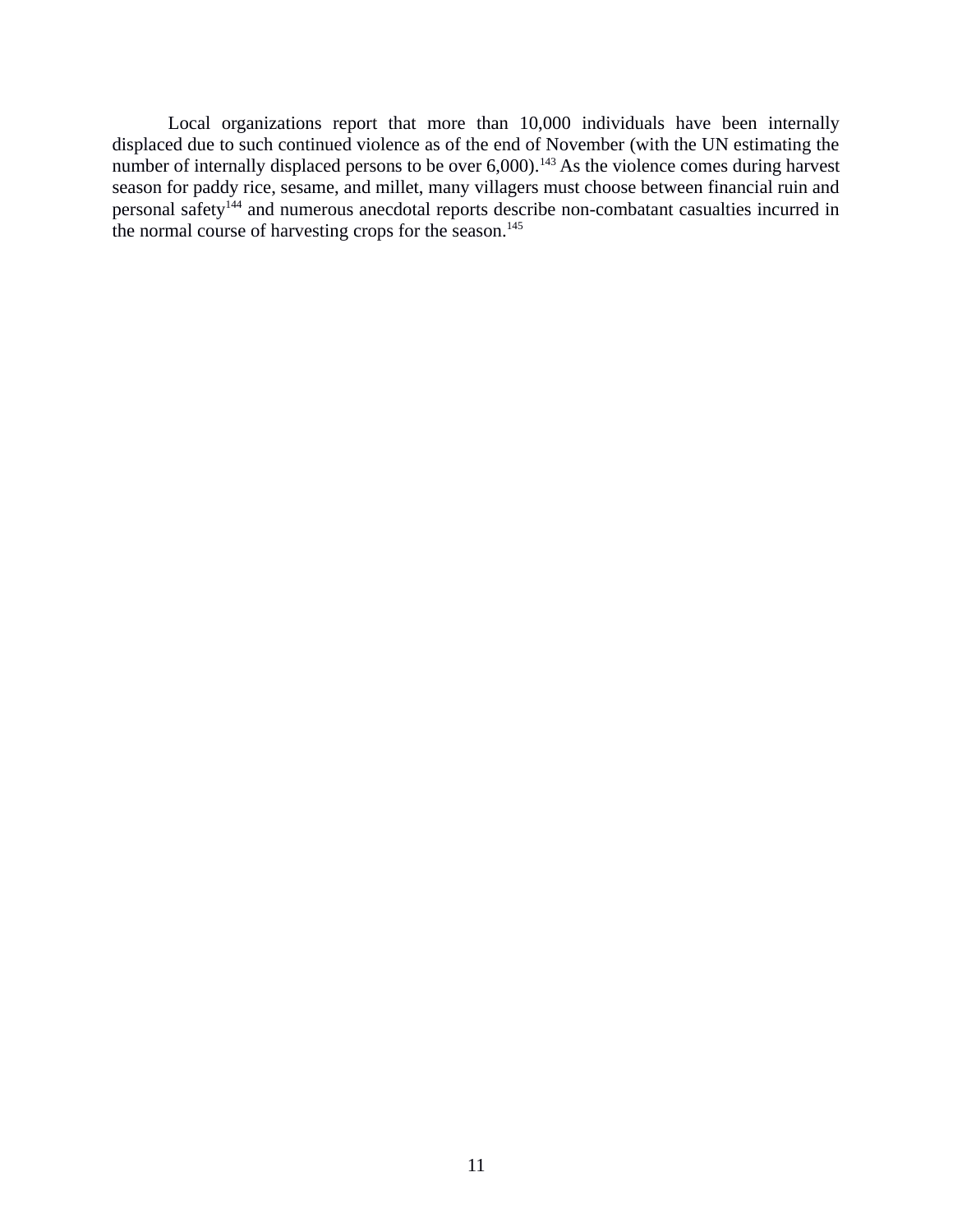Local organizations report that more than 10,000 individuals have been internally displaced due to such continued violence as of the end of November (with the UN estimating the number of internally displaced persons to be over 6,000).[143] As the violence comes during harvest season for paddy rice, sesame, and millet, many villagers must choose between financial ruin and personal safety[144] and numerous anecdotal reports describe non-combatant casualties incurred in the normal course of harvesting crops for the season.[145]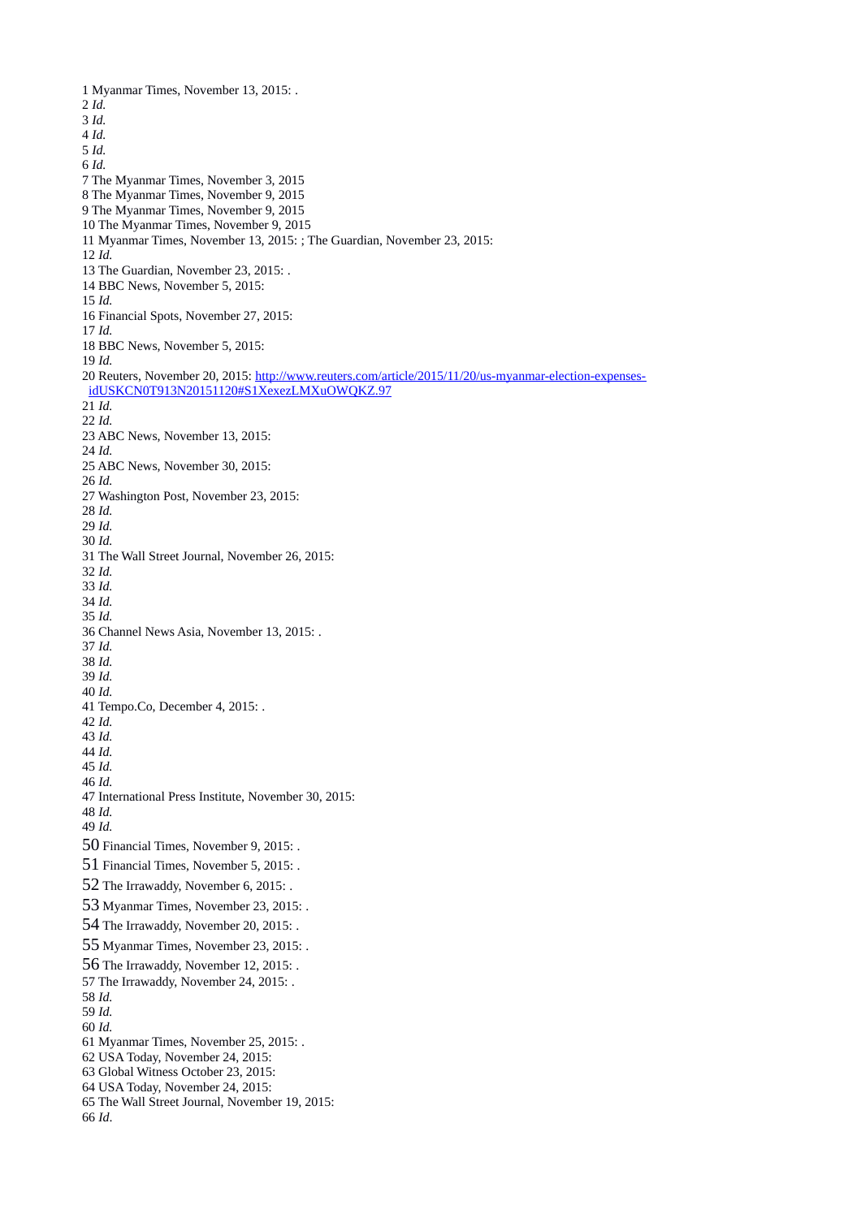1 Myanmar Times, November 13, 2015: .
2 *Id.*
3 *Id.*
4 *Id.*
5 *Id.*
6 *Id.*
7 The Myanmar Times, November 3, 2015
8 The Myanmar Times, November 9, 2015
9 The Myanmar Times, November 9, 2015
10 The Myanmar Times, November 9, 2015
11 Myanmar Times, November 13, 2015: ; The Guardian, November 23, 2015:
12 *Id.*
13 The Guardian, November 23, 2015: .
14 BBC News, November 5, 2015:
15 *Id.*
16 Financial Spots, November 27, 2015:
17 *Id.*
18 BBC News, November 5, 2015:
19 *Id.*
20 Reuters, November 20, 2015: [http://www.reuters.com/article/2015/11/20/us-myanmar-election-expenses-idUSKCN0T913N20151120#S1XexezLMXuOWQKZ.97](http://www.reuters.com/article/2015/11/20/us-myanmar-election-expenses-idUSKCN0T913N20151120#S1XexezLMXuOWQKZ.97)
21 *Id.*
22 *Id.*
23 ABC News, November 13, 2015:
24 *Id.*
25 ABC News, November 30, 2015:
26 *Id.*
27 Washington Post, November 23, 2015:
28 *Id.*
29 *Id.*
30 *Id.*
31 The Wall Street Journal, November 26, 2015:
32 *Id.*
33 *Id.*
34 *Id.*
35 *Id.*
36 Channel News Asia, November 13, 2015: .
37 *Id.*
38 *Id.*
39 *Id.*
40 *Id.*
41 Tempo.Co, December 4, 2015: .
42 *Id.*
43 *Id.*
44 *Id.*
45 *Id.*
46 *Id.*
47 International Press Institute, November 30, 2015:
48 *Id.*
49 *Id.*
50 Financial Times, November 9, 2015: .
51 Financial Times, November 5, 2015: .
52 The Irrawaddy, November 6, 2015: .
53 Myanmar Times, November 23, 2015: .
54 The Irrawaddy, November 20, 2015: .
55 Myanmar Times, November 23, 2015: .
56 The Irrawaddy, November 12, 2015: .
57 The Irrawaddy, November 24, 2015: .
58 *Id.*
59 *Id.*
60 *Id.*
61 Myanmar Times, November 25, 2015: .
62 USA Today, November 24, 2015:
63 Global Witness October 23, 2015:
64 USA Today, November 24, 2015:
65 The Wall Street Journal, November 19, 2015:
66 *Id*.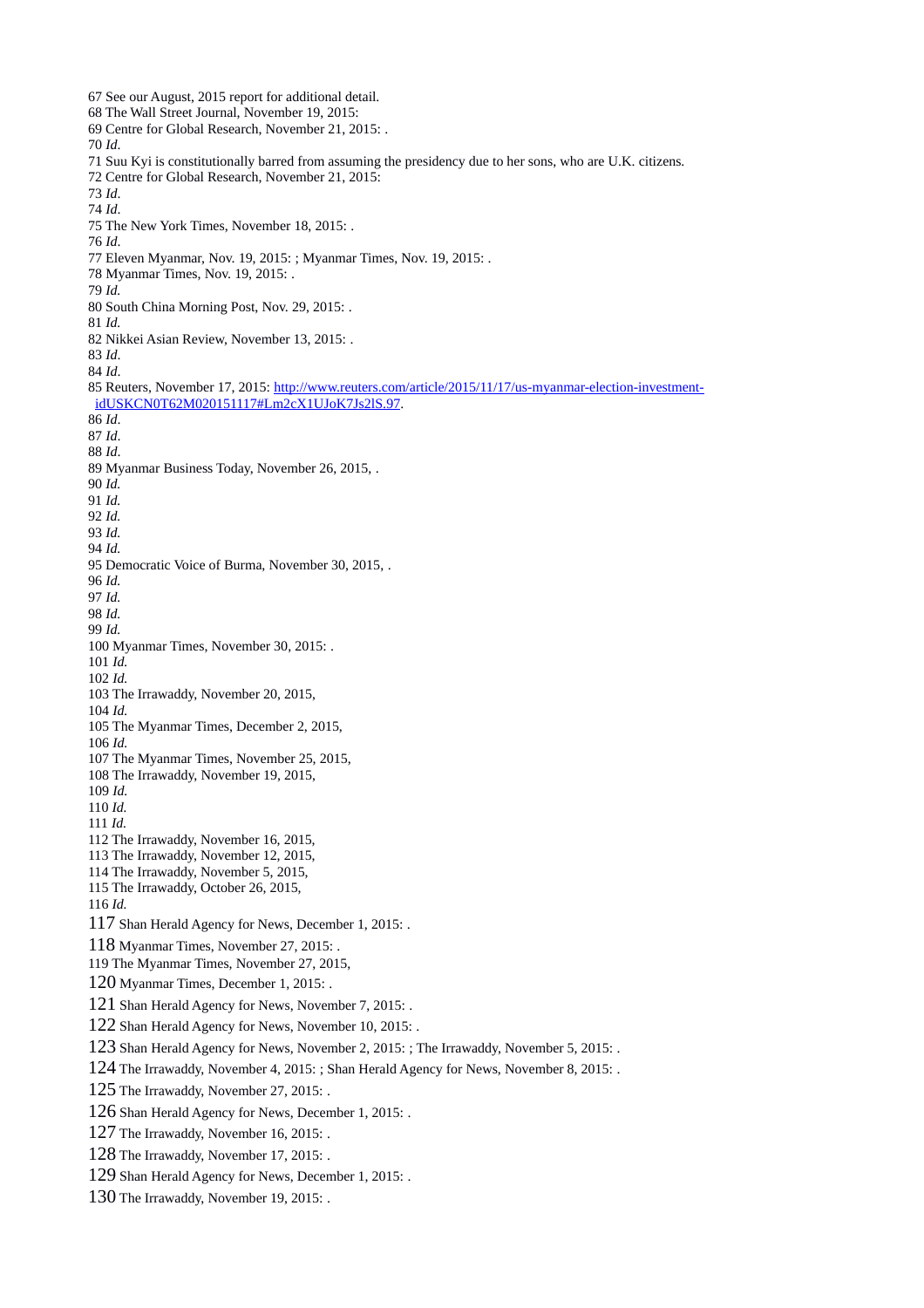67 See our August, 2015 report for additional detail.
68 The Wall Street Journal, November 19, 2015:
69 Centre for Global Research, November 21, 2015: .
70 *Id*.
71 Suu Kyi is constitutionally barred from assuming the presidency due to her sons, who are U.K. citizens.
72 Centre for Global Research, November 21, 2015:
73 *Id*.
74 *Id*.
75 The New York Times, November 18, 2015: .
76 *Id*.
77 Eleven Myanmar, Nov. 19, 2015: ; Myanmar Times, Nov. 19, 2015: .
78 Myanmar Times, Nov. 19, 2015: .
79 *Id.*
80 South China Morning Post, Nov. 29, 2015: .
81 *Id.*
82 Nikkei Asian Review, November 13, 2015: .
83 *Id*.
84 *Id*.
85 Reuters, November 17, 2015: [http://www.reuters.com/article/2015/11/17/us-myanmar-election-investment-idUSKCN0T62M020151117#Lm2cX1UJoK7Js2lS.97](http://www.reuters.com/article/2015/11/17/us-myanmar-election-investment-idUSKCN0T62M020151117#Lm2cX1UJoK7Js2lS.97).
86 *Id*.
87 *Id*.
88 *Id*.
89 Myanmar Business Today, November 26, 2015, .
90 *Id.*
91 *Id.*
92 *Id.*
93 *Id.*
94 *Id.*
95 Democratic Voice of Burma, November 30, 2015, .
96 *Id.*
97 *Id.*
98 *Id.*
99 *Id.*
100 Myanmar Times, November 30, 2015: .
101 *Id.*
102 *Id.*
103 The Irrawaddy, November 20, 2015,
104 *Id.*
105 The Myanmar Times, December 2, 2015,
106 *Id.*
107 The Myanmar Times, November 25, 2015,
108 The Irrawaddy, November 19, 2015,
109 *Id.*
110 *Id.*
111 *Id.*
112 The Irrawaddy, November 16, 2015,
113 The Irrawaddy, November 12, 2015,
114 The Irrawaddy, November 5, 2015,
115 The Irrawaddy, October 26, 2015,
116 *Id.*
117 Shan Herald Agency for News, December 1, 2015: .
118 Myanmar Times, November 27, 2015: .
119 The Myanmar Times, November 27, 2015,
120 Myanmar Times, December 1, 2015: .
121 Shan Herald Agency for News, November 7, 2015: .
122 Shan Herald Agency for News, November 10, 2015: .
123 Shan Herald Agency for News, November 2, 2015: ; The Irrawaddy, November 5, 2015: .
124 The Irrawaddy, November 4, 2015: ; Shan Herald Agency for News, November 8, 2015: .
125 The Irrawaddy, November 27, 2015: .
126 Shan Herald Agency for News, December 1, 2015: .
127 The Irrawaddy, November 16, 2015: .
128 The Irrawaddy, November 17, 2015: .
129 Shan Herald Agency for News, December 1, 2015: .
130 The Irrawaddy, November 19, 2015: .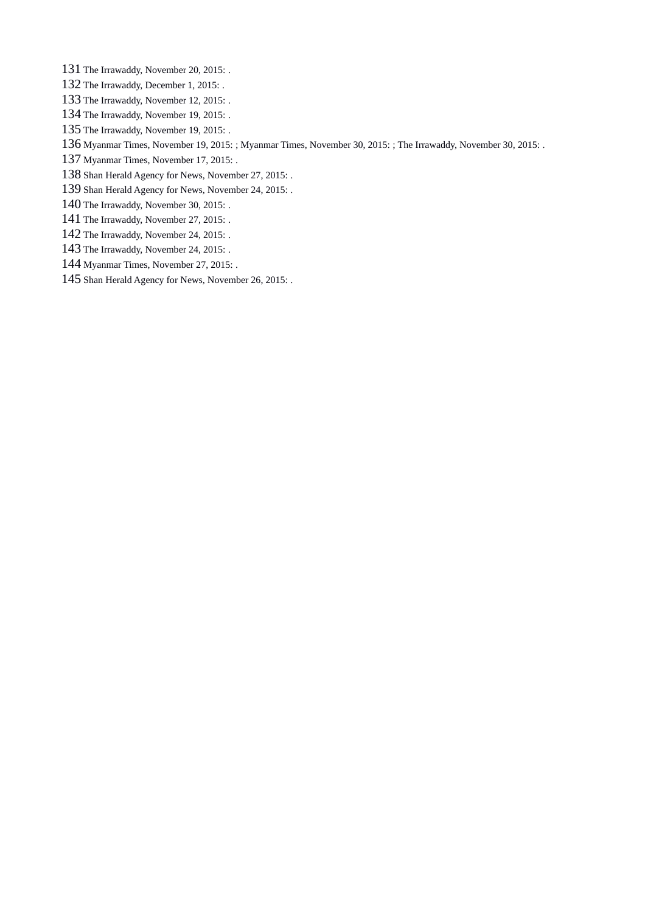131 The Irrawaddy, November 20, 2015: .

132 The Irrawaddy, December 1, 2015: .

133 The Irrawaddy, November 12, 2015: .

134 The Irrawaddy, November 19, 2015: .

135 The Irrawaddy, November 19, 2015: .

136 Myanmar Times, November 19, 2015: ; Myanmar Times, November 30, 2015: ; The Irrawaddy, November 30, 2015: .

137 Myanmar Times, November 17, 2015: .

138 Shan Herald Agency for News, November 27, 2015: .

139 Shan Herald Agency for News, November 24, 2015: .

140 The Irrawaddy, November 30, 2015: .

141 The Irrawaddy, November 27, 2015: .

142 The Irrawaddy, November 24, 2015: .

143 The Irrawaddy, November 24, 2015: .

144 Myanmar Times, November 27, 2015: .

145 Shan Herald Agency for News, November 26, 2015: .